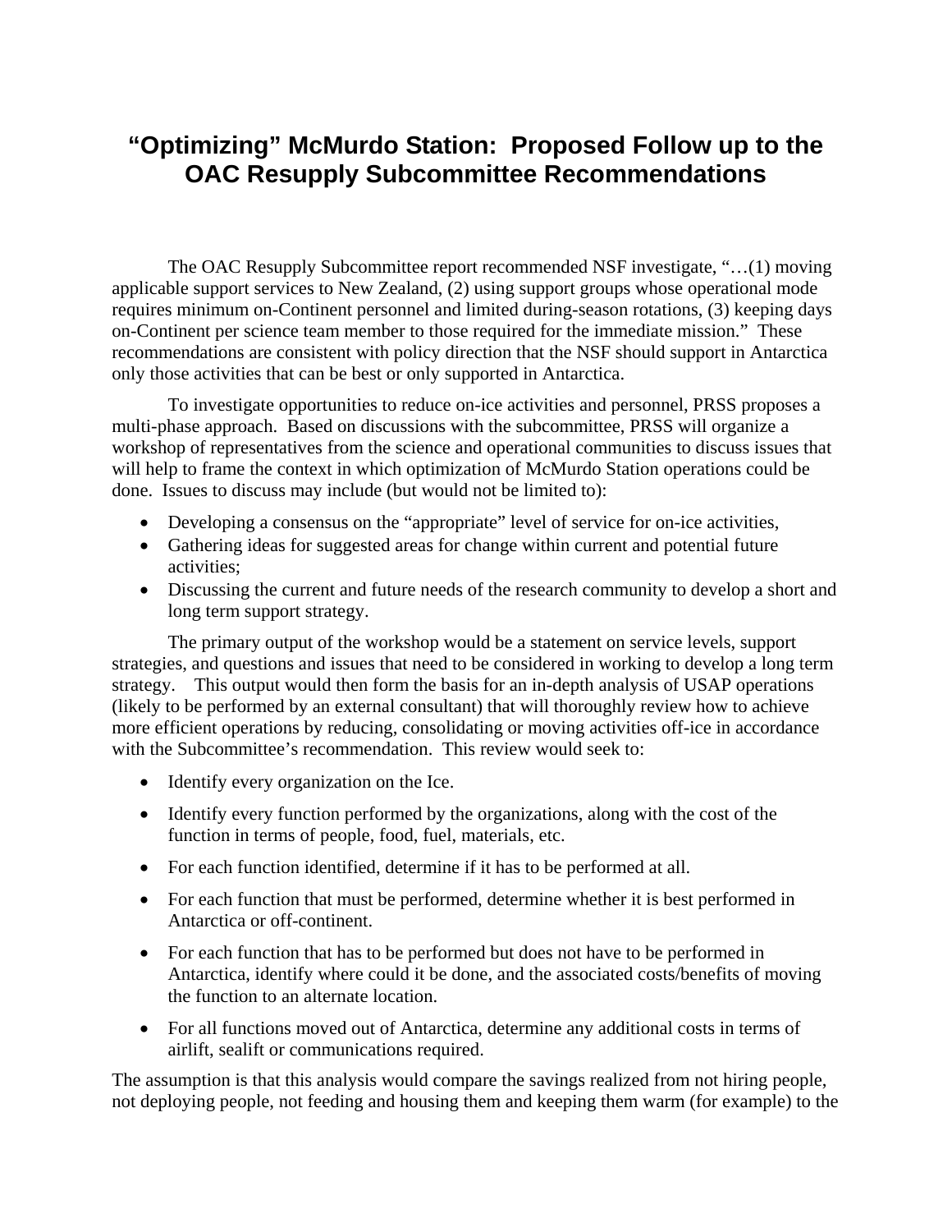# "Optimizing" McMurdo Station: Proposed Follow up to the OAC Resupply Subcommittee Recommendations

The OAC Resupply Subcommittee report recommended NSF investigate, "…(1) moving applicable support services to New Zealand, (2) using support groups whose operational mode requires minimum on-Continent personnel and limited during-season rotations, (3) keeping days on-Continent per science team member to those required for the immediate mission." These recommendations are consistent with policy direction that the NSF should support in Antarctica only those activities that can be best or only supported in Antarctica.

To investigate opportunities to reduce on-ice activities and personnel, PRSS proposes a multi-phase approach. Based on discussions with the subcommittee, PRSS will organize a workshop of representatives from the science and operational communities to discuss issues that will help to frame the context in which optimization of McMurdo Station operations could be done. Issues to discuss may include (but would not be limited to):

- Developing a consensus on the "appropriate" level of service for on-ice activities,
- Gathering ideas for suggested areas for change within current and potential future activities;
- Discussing the current and future needs of the research community to develop a short and long term support strategy.

The primary output of the workshop would be a statement on service levels, support strategies, and questions and issues that need to be considered in working to develop a long term strategy. This output would then form the basis for an in-depth analysis of USAP operations (likely to be performed by an external consultant) that will thoroughly review how to achieve more efficient operations by reducing, consolidating or moving activities off-ice in accordance with the Subcommittee's recommendation. This review would seek to:

- Identify every organization on the Ice.
- Identify every function performed by the organizations, along with the cost of the function in terms of people, food, fuel, materials, etc.
- For each function identified, determine if it has to be performed at all.
- For each function that must be performed, determine whether it is best performed in Antarctica or off-continent.
- For each function that has to be performed but does not have to be performed in Antarctica, identify where could it be done, and the associated costs/benefits of moving the function to an alternate location.
- For all functions moved out of Antarctica, determine any additional costs in terms of airlift, sealift or communications required.

The assumption is that this analysis would compare the savings realized from not hiring people, not deploying people, not feeding and housing them and keeping them warm (for example) to the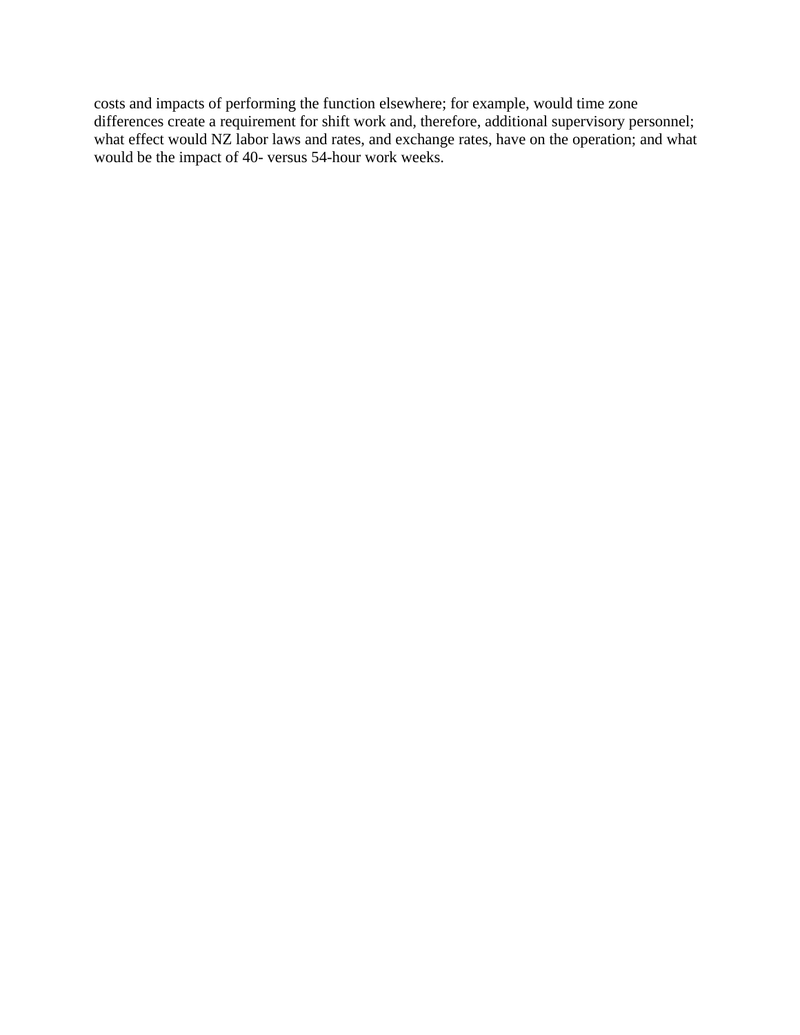costs and impacts of performing the function elsewhere; for example, would time zone differences create a requirement for shift work and, therefore, additional supervisory personnel; what effect would NZ labor laws and rates, and exchange rates, have on the operation; and what would be the impact of 40- versus 54-hour work weeks.